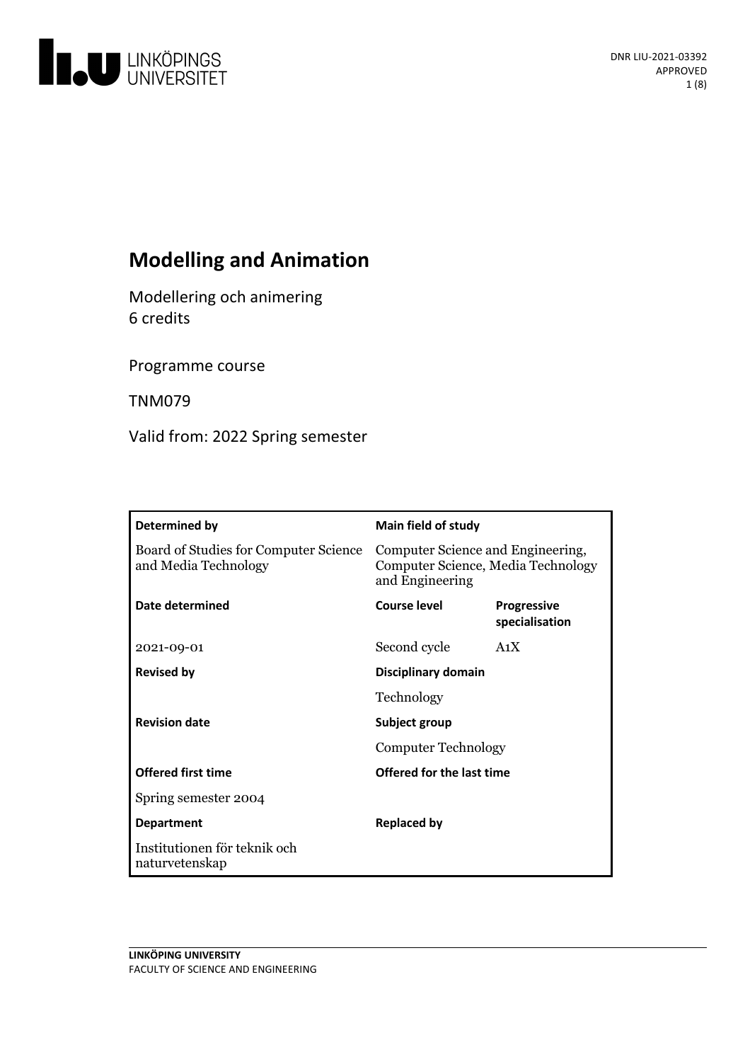DNR LIU-2021-03392
APPROVED

# Modelling and Animation

Modellering och animering
6 credits

Programme course

TNM079

Valid from: 2022 Spring semester

| Determined by | Main field of study | |
|---|---|---|
| Board of Studies for Computer Science and Media Technology | Computer Science and Engineering, Computer Science, Media Technology and Engineering | |
| **Date determined** | **Course level** | **Progressive specialisation** |
| 2021-09-01 | Second cycle | A1X |
| **Revised by** | **Disciplinary domain** | |
| | Technology | |
| **Revision date** | **Subject group** | |
| | Computer Technology | |
| **Offered first time** | **Offered for the last time** | |
| Spring semester 2004 | | |
| **Department** | **Replaced by** | |
| Institutionen för teknik och naturvetenskap | | |

LINKÖPING UNIVERSITY
FACULTY OF SCIENCE AND ENGINEERING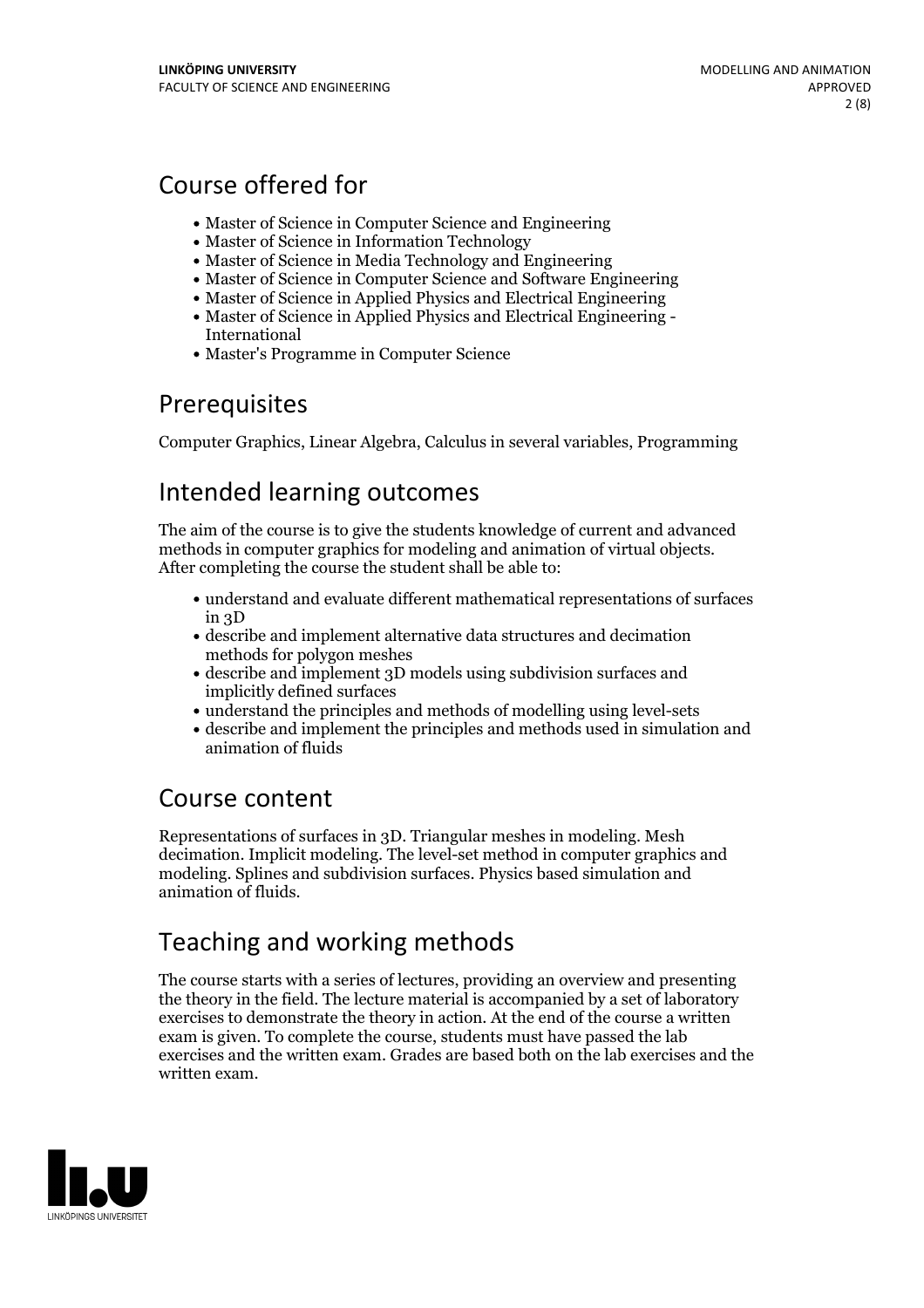## Course offered for

- Master of Science in Computer Science and Engineering
- Master of Science in Information Technology
- Master of Science in Media Technology and Engineering
- Master of Science in Computer Science and Software Engineering
- Master of Science in Applied Physics and Electrical Engineering
- Master of Science in Applied Physics and Electrical Engineering - International
- Master's Programme in Computer Science

## Prerequisites

Computer Graphics, Linear Algebra, Calculus in several variables, Programming

## Intended learning outcomes

The aim of the course is to give the students knowledge of current and advanced methods in computer graphics for modeling and animation of virtual objects. After completing the course the student shall be able to:

- understand and evaluate different mathematical representations of surfaces in 3D
- describe and implement alternative data structures and decimation methods for polygon meshes
- describe and implement 3D models using subdivision surfaces and implicitly defined surfaces
- understand the principles and methods of modelling using level-sets
- describe and implement the principles and methods used in simulation and animation of fluids

## Course content

Representations of surfaces in 3D. Triangular meshes in modeling. Mesh decimation. Implicit modeling. The level-set method in computer graphics and modeling. Splines and subdivision surfaces. Physics based simulation and animation of fluids.

## Teaching and working methods

The course starts with a series of lectures, providing an overview and presenting the theory in the field. The lecture material is accompanied by a set of laboratory exercises to demonstrate the theory in action. At the end of the course a written exam is given. To complete the course, students must have passed the lab exercises and the written exam. Grades are based both on the lab exercises and the written exam.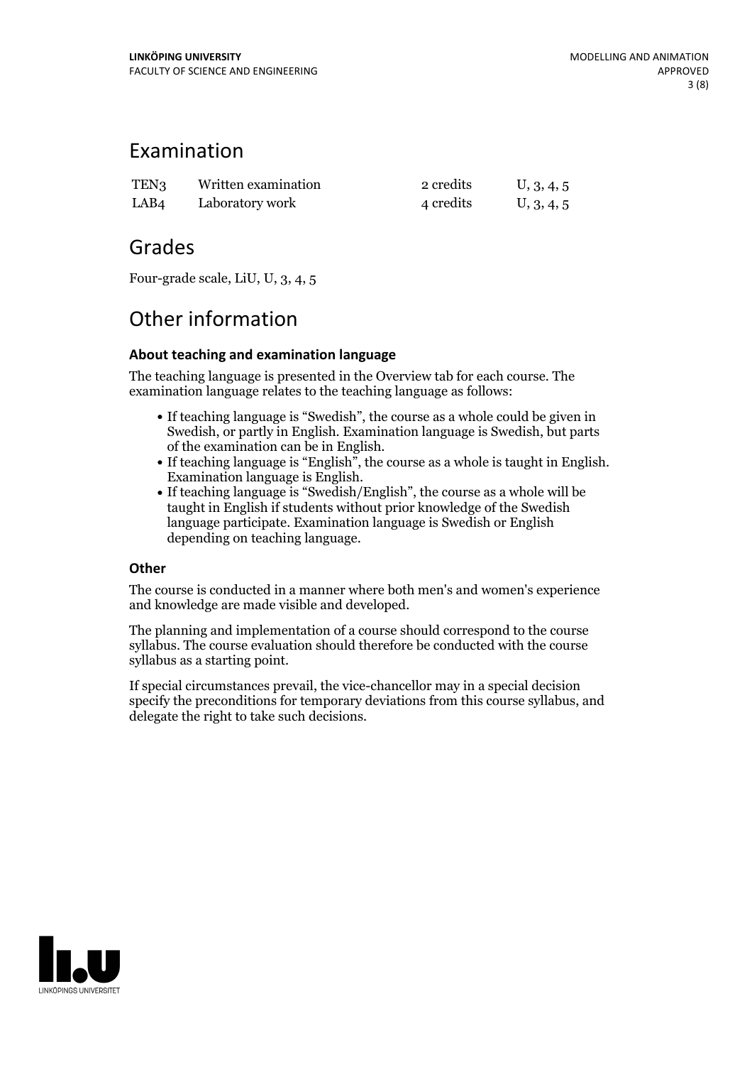## Examination

| | | | |
|---|---|---|---|
| TEN3 | Written examination | 2 credits | U, 3, 4, 5 |
| LAB4 | Laboratory work | 4 credits | U, 3, 4, 5 |

## Grades

Four-grade scale, LiU, U, 3, 4, 5

## Other information

### About teaching and examination language

The teaching language is presented in the Overview tab for each course. The examination language relates to the teaching language as follows:

- If teaching language is "Swedish", the course as a whole could be given in Swedish, or partly in English. Examination language is Swedish, but parts of the examination can be in English.
- If teaching language is "English", the course as a whole is taught in English. Examination language is English.
- If teaching language is "Swedish/English", the course as a whole will be taught in English if students without prior knowledge of the Swedish language participate. Examination language is Swedish or English depending on teaching language.

### Other

The course is conducted in a manner where both men's and women's experience and knowledge are made visible and developed.

The planning and implementation of a course should correspond to the course syllabus. The course evaluation should therefore be conducted with the course syllabus as a starting point.

If special circumstances prevail, the vice-chancellor may in a special decision specify the preconditions for temporary deviations from this course syllabus, and delegate the right to take such decisions.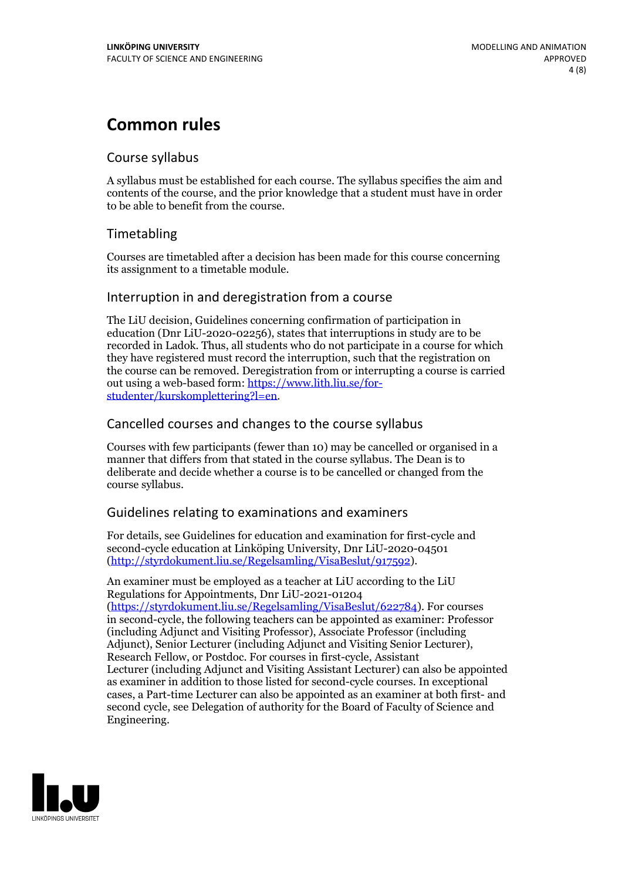# Common rules

## Course syllabus

A syllabus must be established for each course. The syllabus specifies the aim and contents of the course, and the prior knowledge that a student must have in order to be able to benefit from the course.

## Timetabling

Courses are timetabled after a decision has been made for this course concerning its assignment to a timetable module.

## Interruption in and deregistration from a course

The LiU decision, Guidelines concerning confirmation of participation in education (Dnr LiU-2020-02256), states that interruptions in study are to be recorded in Ladok. Thus, all students who do not participate in a course for which they have registered must record the interruption, such that the registration on the course can be removed. Deregistration from or interrupting a course is carried out using a web-based form: [https://www.lith.liu.se/for-studenter/kurskomplettering?l=en](https://www.lith.liu.se/for-studenter/kurskomplettering?l=en).

## Cancelled courses and changes to the course syllabus

Courses with few participants (fewer than 10) may be cancelled or organised in a manner that differs from that stated in the course syllabus. The Dean is to deliberate and decide whether a course is to be cancelled or changed from the course syllabus.

## Guidelines relating to examinations and examiners

For details, see Guidelines for education and examination for first-cycle and second-cycle education at Linköping University, Dnr LiU-2020-04501 ([http://styrdokument.liu.se/Regelsamling/VisaBeslut/917592](http://styrdokument.liu.se/Regelsamling/VisaBeslut/917592)).

An examiner must be employed as a teacher at LiU according to the LiU Regulations for Appointments, Dnr LiU-2021-01204 ([https://styrdokument.liu.se/Regelsamling/VisaBeslut/622784](https://styrdokument.liu.se/Regelsamling/VisaBeslut/622784)). For courses in second-cycle, the following teachers can be appointed as examiner: Professor (including Adjunct and Visiting Professor), Associate Professor (including Adjunct), Senior Lecturer (including Adjunct and Visiting Senior Lecturer), Research Fellow, or Postdoc. For courses in first-cycle, Assistant Lecturer (including Adjunct and Visiting Assistant Lecturer) can also be appointed as examiner in addition to those listed for second-cycle courses. In exceptional cases, a Part-time Lecturer can also be appointed as an examiner at both first- and second cycle, see Delegation of authority for the Board of Faculty of Science and Engineering.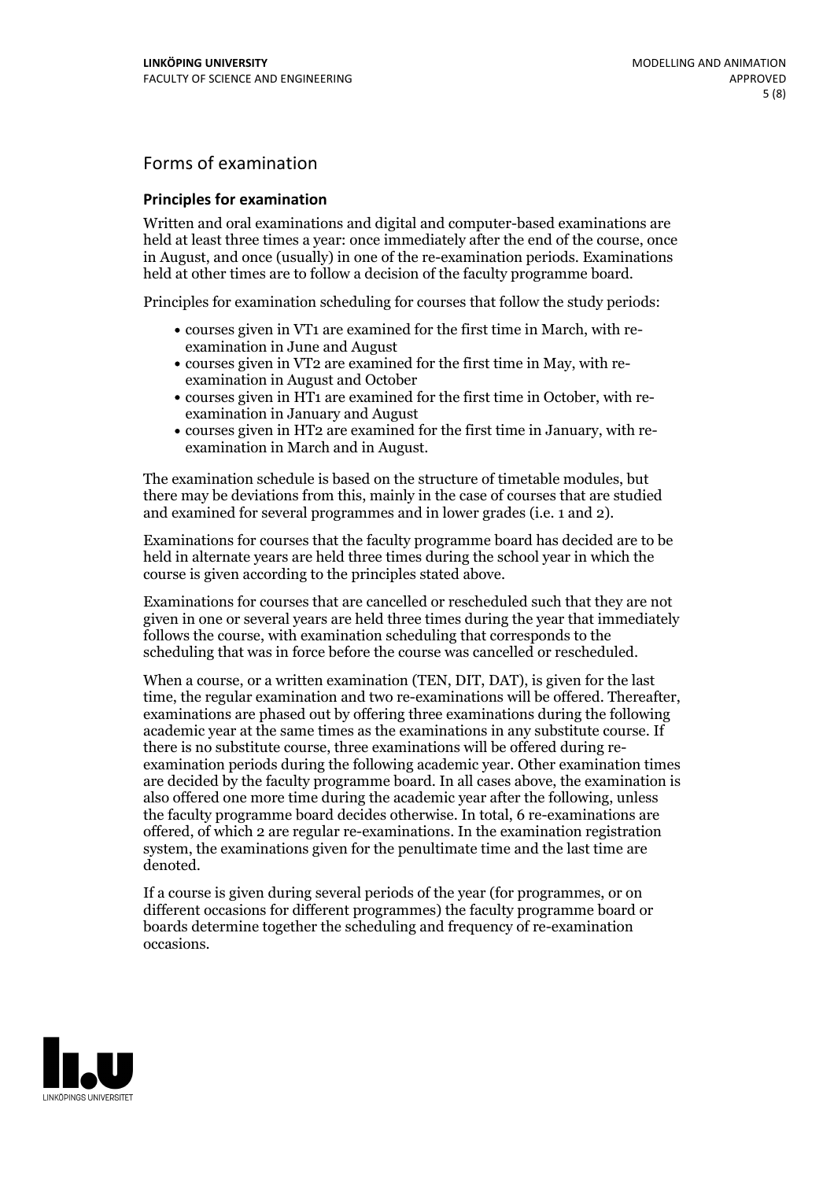## Forms of examination

### Principles for examination

Written and oral examinations and digital and computer-based examinations are held at least three times a year: once immediately after the end of the course, once in August, and once (usually) in one of the re-examination periods. Examinations held at other times are to follow a decision of the faculty programme board.

Principles for examination scheduling for courses that follow the study periods:

- courses given in VT1 are examined for the first time in March, with re-examination in June and August
- courses given in VT2 are examined for the first time in May, with re-examination in August and October
- courses given in HT1 are examined for the first time in October, with re-examination in January and August
- courses given in HT2 are examined for the first time in January, with re-examination in March and in August.

The examination schedule is based on the structure of timetable modules, but there may be deviations from this, mainly in the case of courses that are studied and examined for several programmes and in lower grades (i.e. 1 and 2).

Examinations for courses that the faculty programme board has decided are to be held in alternate years are held three times during the school year in which the course is given according to the principles stated above.

Examinations for courses that are cancelled or rescheduled such that they are not given in one or several years are held three times during the year that immediately follows the course, with examination scheduling that corresponds to the scheduling that was in force before the course was cancelled or rescheduled.

When a course, or a written examination (TEN, DIT, DAT), is given for the last time, the regular examination and two re-examinations will be offered. Thereafter, examinations are phased out by offering three examinations during the following academic year at the same times as the examinations in any substitute course. If there is no substitute course, three examinations will be offered during re-examination periods during the following academic year. Other examination times are decided by the faculty programme board. In all cases above, the examination is also offered one more time during the academic year after the following, unless the faculty programme board decides otherwise. In total, 6 re-examinations are offered, of which 2 are regular re-examinations. In the examination registration system, the examinations given for the penultimate time and the last time are denoted.

If a course is given during several periods of the year (for programmes, or on different occasions for different programmes) the faculty programme board or boards determine together the scheduling and frequency of re-examination occasions.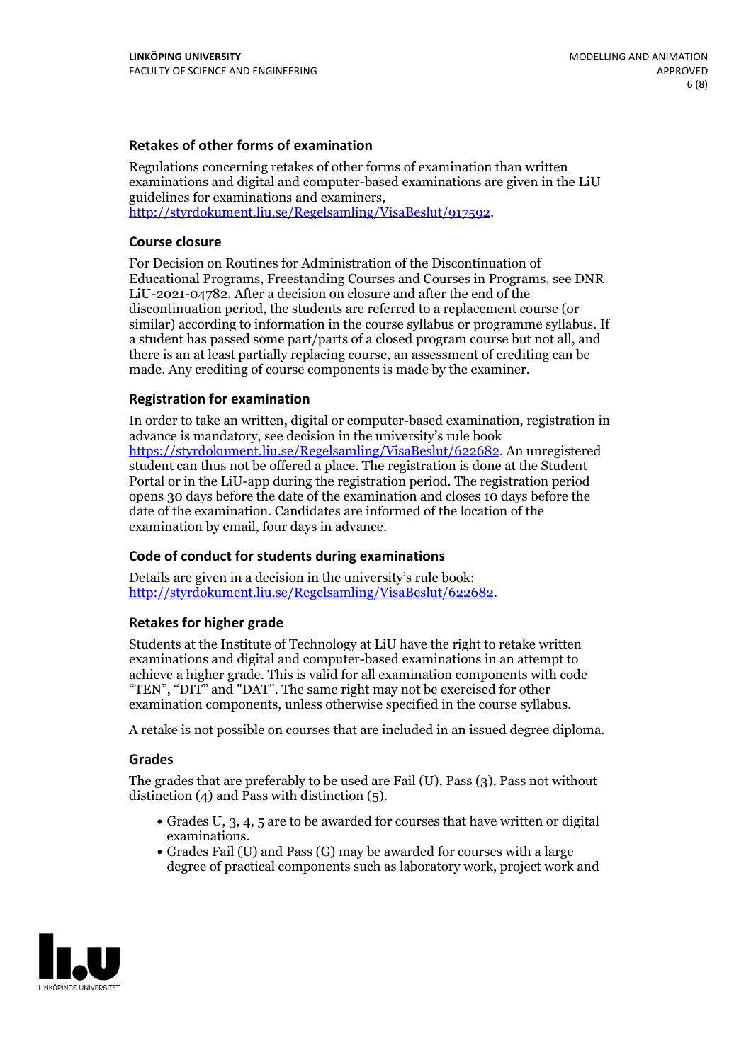### Retakes of other forms of examination

Regulations concerning retakes of other forms of examination than written examinations and digital and computer-based examinations are given in the LiU guidelines for examinations and examiners, http://styrdokument.liu.se/Regelsamling/VisaBeslut/917592.

### Course closure

For Decision on Routines for Administration of the Discontinuation of Educational Programs, Freestanding Courses and Courses in Programs, see DNR LiU-2021-04782. After a decision on closure and after the end of the discontinuation period, the students are referred to a replacement course (or similar) according to information in the course syllabus or programme syllabus. If a student has passed some part/parts of a closed program course but not all, and there is an at least partially replacing course, an assessment of crediting can be made. Any crediting of course components is made by the examiner.

### Registration for examination

In order to take an written, digital or computer-based examination, registration in advance is mandatory, see decision in the university's rule book https://styrdokument.liu.se/Regelsamling/VisaBeslut/622682. An unregistered student can thus not be offered a place. The registration is done at the Student Portal or in the LiU-app during the registration period. The registration period opens 30 days before the date of the examination and closes 10 days before the date of the examination. Candidates are informed of the location of the examination by email, four days in advance.

### Code of conduct for students during examinations

Details are given in a decision in the university's rule book: http://styrdokument.liu.se/Regelsamling/VisaBeslut/622682.

### Retakes for higher grade

Students at the Institute of Technology at LiU have the right to retake written examinations and digital and computer-based examinations in an attempt to achieve a higher grade. This is valid for all examination components with code "TEN", "DIT" and "DAT". The same right may not be exercised for other examination components, unless otherwise specified in the course syllabus.

A retake is not possible on courses that are included in an issued degree diploma.

### Grades

The grades that are preferably to be used are Fail (U), Pass (3), Pass not without distinction (4) and Pass with distinction (5).

- Grades U, 3, 4, 5 are to be awarded for courses that have written or digital examinations.
- Grades Fail (U) and Pass (G) may be awarded for courses with a large degree of practical components such as laboratory work, project work and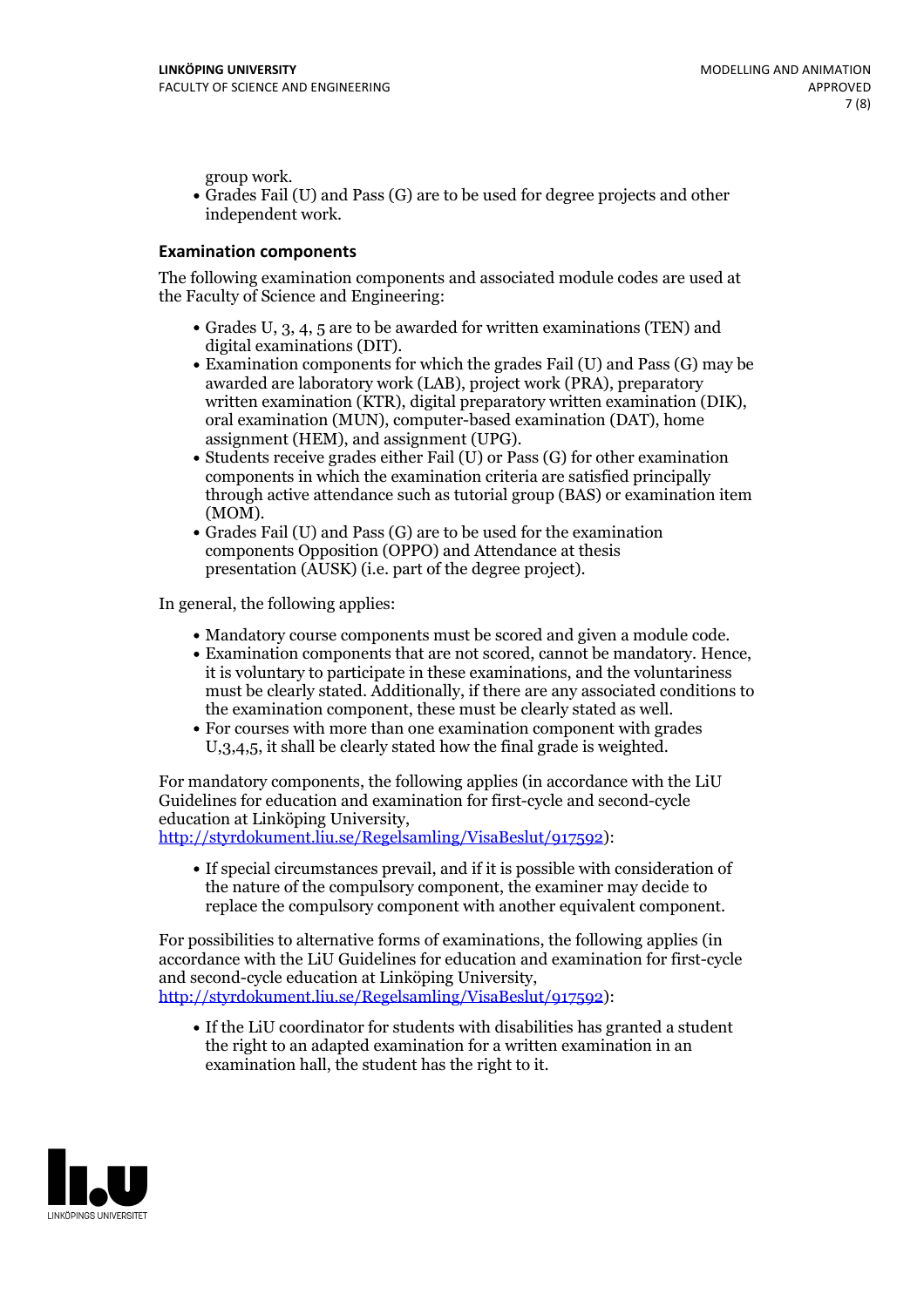group work.

- Grades Fail (U) and Pass (G) are to be used for degree projects and other independent work.

### Examination components

The following examination components and associated module codes are used at the Faculty of Science and Engineering:

- Grades U, 3, 4, 5 are to be awarded for written examinations (TEN) and digital examinations (DIT).
- Examination components for which the grades Fail (U) and Pass (G) may be awarded are laboratory work (LAB), project work (PRA), preparatory written examination (KTR), digital preparatory written examination (DIK), oral examination (MUN), computer-based examination (DAT), home assignment (HEM), and assignment (UPG).
- Students receive grades either Fail (U) or Pass (G) for other examination components in which the examination criteria are satisfied principally through active attendance such as tutorial group (BAS) or examination item (MOM).
- Grades Fail (U) and Pass (G) are to be used for the examination components Opposition (OPPO) and Attendance at thesis presentation (AUSK) (i.e. part of the degree project).

In general, the following applies:

- Mandatory course components must be scored and given a module code.
- Examination components that are not scored, cannot be mandatory. Hence, it is voluntary to participate in these examinations, and the voluntariness must be clearly stated. Additionally, if there are any associated conditions to the examination component, these must be clearly stated as well.
- For courses with more than one examination component with grades U,3,4,5, it shall be clearly stated how the final grade is weighted.

For mandatory components, the following applies (in accordance with the LiU Guidelines for education and examination for first-cycle and second-cycle education at Linköping University, http://styrdokument.liu.se/Regelsamling/VisaBeslut/917592):

- If special circumstances prevail, and if it is possible with consideration of the nature of the compulsory component, the examiner may decide to replace the compulsory component with another equivalent component.

For possibilities to alternative forms of examinations, the following applies (in accordance with the LiU Guidelines for education and examination for first-cycle and second-cycle education at Linköping University, http://styrdokument.liu.se/Regelsamling/VisaBeslut/917592):

- If the LiU coordinator for students with disabilities has granted a student the right to an adapted examination for a written examination in an examination hall, the student has the right to it.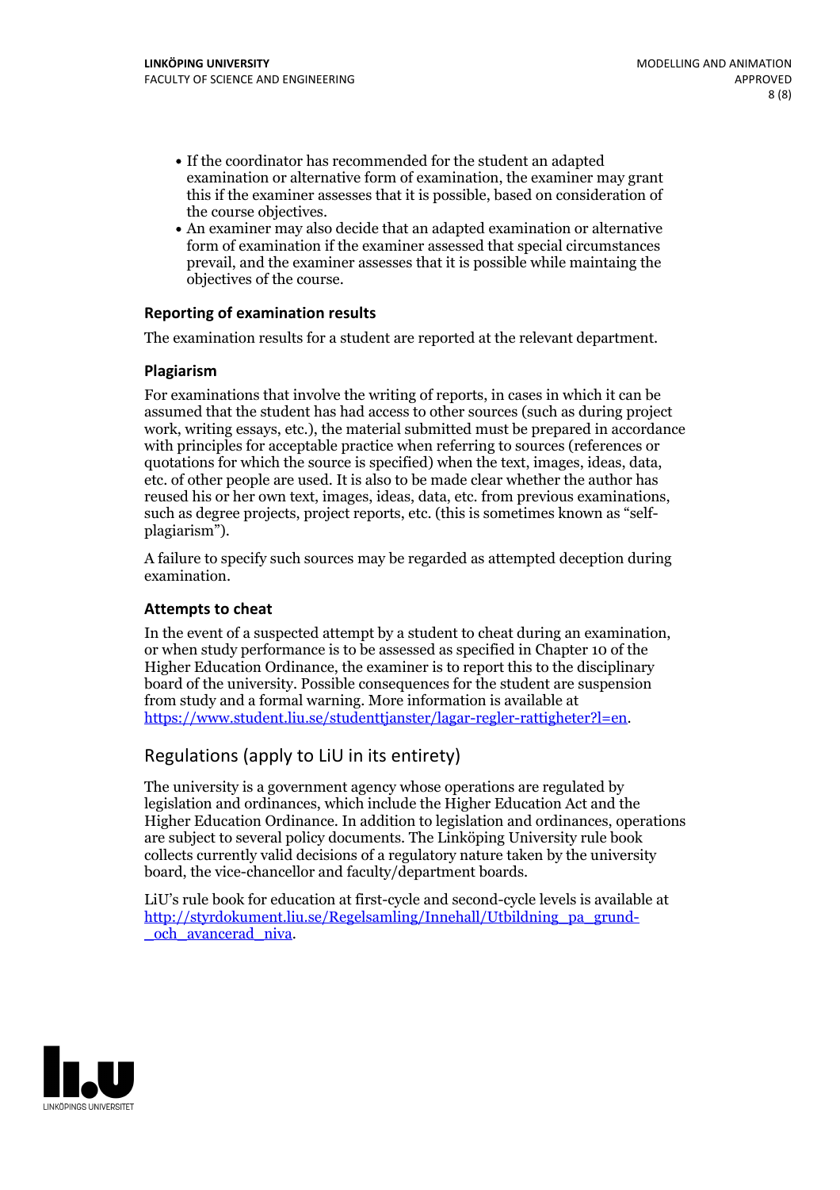- If the coordinator has recommended for the student an adapted examination or alternative form of examination, the examiner may grant this if the examiner assesses that it is possible, based on consideration of the course objectives.
- An examiner may also decide that an adapted examination or alternative form of examination if the examiner assessed that special circumstances prevail, and the examiner assesses that it is possible while maintaing the objectives of the course.

### Reporting of examination results

The examination results for a student are reported at the relevant department.

### Plagiarism

For examinations that involve the writing of reports, in cases in which it can be assumed that the student has had access to other sources (such as during project work, writing essays, etc.), the material submitted must be prepared in accordance with principles for acceptable practice when referring to sources (references or quotations for which the source is specified) when the text, images, ideas, data, etc. of other people are used. It is also to be made clear whether the author has reused his or her own text, images, ideas, data, etc. from previous examinations, such as degree projects, project reports, etc. (this is sometimes known as "self-plagiarism").

A failure to specify such sources may be regarded as attempted deception during examination.

### Attempts to cheat

In the event of a suspected attempt by a student to cheat during an examination, or when study performance is to be assessed as specified in Chapter 10 of the Higher Education Ordinance, the examiner is to report this to the disciplinary board of the university. Possible consequences for the student are suspension from study and a formal warning. More information is available at https://www.student.liu.se/studenttjanster/lagar-regler-rattigheter?l=en.

## Regulations (apply to LiU in its entirety)

The university is a government agency whose operations are regulated by legislation and ordinances, which include the Higher Education Act and the Higher Education Ordinance. In addition to legislation and ordinances, operations are subject to several policy documents. The Linköping University rule book collects currently valid decisions of a regulatory nature taken by the university board, the vice-chancellor and faculty/department boards.

LiU's rule book for education at first-cycle and second-cycle levels is available at http://styrdokument.liu.se/Regelsamling/Innehall/Utbildning_pa_grund-_och_avancerad_niva.